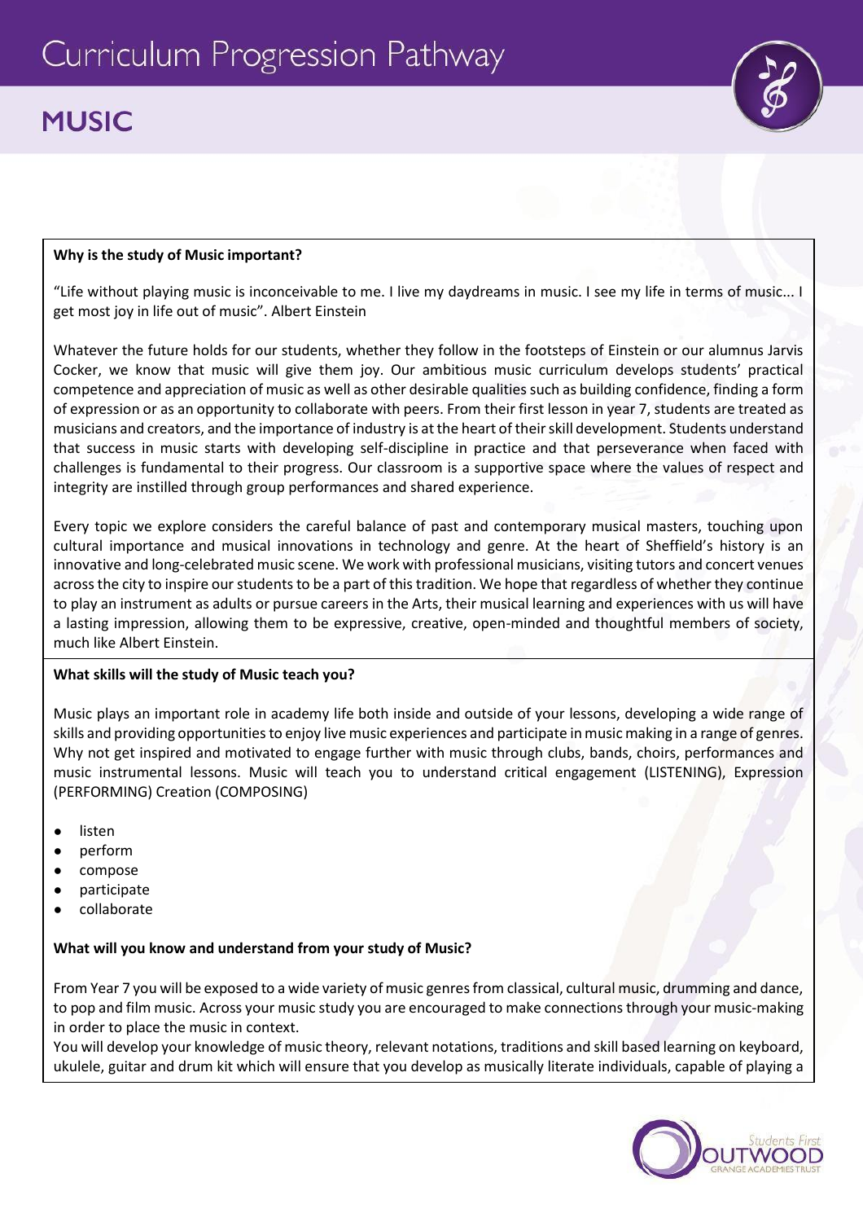# Curriculum Progression Pathway

## MUSIC

**Why is the study of Music important?**

"Life without playing music is inconceivable to me. I live my daydreams in music. I see my life in terms of music... I get most joy in life out of music". Albert Einstein

Whatever the future holds for our students, whether they follow in the footsteps of Einstein or our alumnus Jarvis Cocker, we know that music will give them joy. Our ambitious music curriculum develops students' practical competence and appreciation of music as well as other desirable qualities such as building confidence, finding a form of expression or as an opportunity to collaborate with peers. From their first lesson in year 7, students are treated as musicians and creators, and the importance of industry is at the heart of their skill development. Students understand that success in music starts with developing self-discipline in practice and that perseverance when faced with challenges is fundamental to their progress. Our classroom is a supportive space where the values of respect and integrity are instilled through group performances and shared experience.

Every topic we explore considers the careful balance of past and contemporary musical masters, touching upon cultural importance and musical innovations in technology and genre. At the heart of Sheffield's history is an innovative and long-celebrated music scene. We work with professional musicians, visiting tutors and concert venues across the city to inspire our students to be a part of this tradition. We hope that regardless of whether they continue to play an instrument as adults or pursue careers in the Arts, their musical learning and experiences with us will have a lasting impression, allowing them to be expressive, creative, open-minded and thoughtful members of society, much like Albert Einstein.

**What skills will the study of Music teach you?**

Music plays an important role in academy life both inside and outside of your lessons, developing a wide range of skills and providing opportunities to enjoy live music experiences and participate in music making in a range of genres. Why not get inspired and motivated to engage further with music through clubs, bands, choirs, performances and music instrumental lessons. Music will teach you to understand critical engagement (LISTENING), Expression (PERFORMING) Creation (COMPOSING)

- listen
- perform
- compose
- participate
- collaborate

**What will you know and understand from your study of Music?**

From Year 7 you will be exposed to a wide variety of music genres from classical, cultural music, drumming and dance, to pop and film music. Across your music study you are encouraged to make connections through your music-making in order to place the music in context.
You will develop your knowledge of music theory, relevant notations, traditions and skill based learning on keyboard, ukulele, guitar and drum kit which will ensure that you develop as musically literate individuals, capable of playing a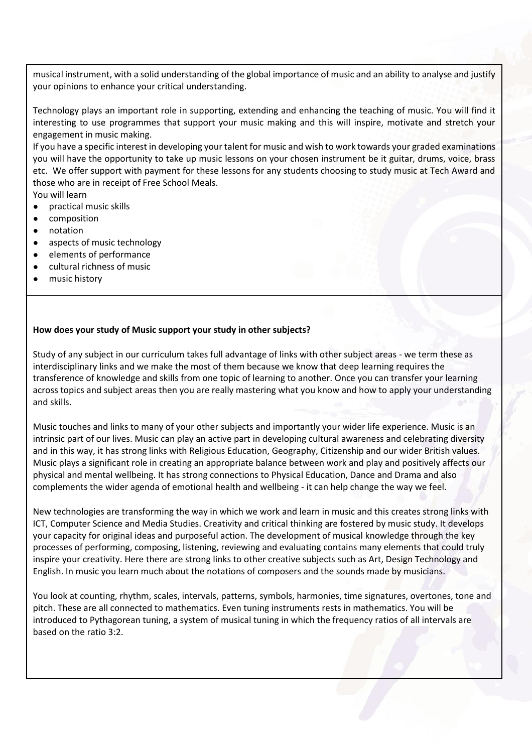musical instrument, with a solid understanding of the global importance of music and an ability to analyse and justify your opinions to enhance your critical understanding.

Technology plays an important role in supporting, extending and enhancing the teaching of music. You will find it interesting to use programmes that support your music making and this will inspire, motivate and stretch your engagement in music making.

If you have a specific interest in developing your talent for music and wish to work towards your graded examinations you will have the opportunity to take up music lessons on your chosen instrument be it guitar, drums, voice, brass etc. We offer support with payment for these lessons for any students choosing to study music at Tech Award and those who are in receipt of Free School Meals.

You will learn

- practical music skills
- composition
- notation
- aspects of music technology
- elements of performance
- cultural richness of music
- music history

**How does your study of Music support your study in other subjects?**

Study of any subject in our curriculum takes full advantage of links with other subject areas - we term these as interdisciplinary links and we make the most of them because we know that deep learning requires the transference of knowledge and skills from one topic of learning to another. Once you can transfer your learning across topics and subject areas then you are really mastering what you know and how to apply your understanding and skills.

Music touches and links to many of your other subjects and importantly your wider life experience. Music is an intrinsic part of our lives. Music can play an active part in developing cultural awareness and celebrating diversity and in this way, it has strong links with Religious Education, Geography, Citizenship and our wider British values. Music plays a significant role in creating an appropriate balance between work and play and positively affects our physical and mental wellbeing. It has strong connections to Physical Education, Dance and Drama and also complements the wider agenda of emotional health and wellbeing - it can help change the way we feel.

New technologies are transforming the way in which we work and learn in music and this creates strong links with ICT, Computer Science and Media Studies. Creativity and critical thinking are fostered by music study. It develops your capacity for original ideas and purposeful action. The development of musical knowledge through the key processes of performing, composing, listening, reviewing and evaluating contains many elements that could truly inspire your creativity. Here there are strong links to other creative subjects such as Art, Design Technology and English. In music you learn much about the notations of composers and the sounds made by musicians.

You look at counting, rhythm, scales, intervals, patterns, symbols, harmonies, time signatures, overtones, tone and pitch. These are all connected to mathematics. Even tuning instruments rests in mathematics. You will be introduced to Pythagorean tuning, a system of musical tuning in which the frequency ratios of all intervals are based on the ratio 3:2.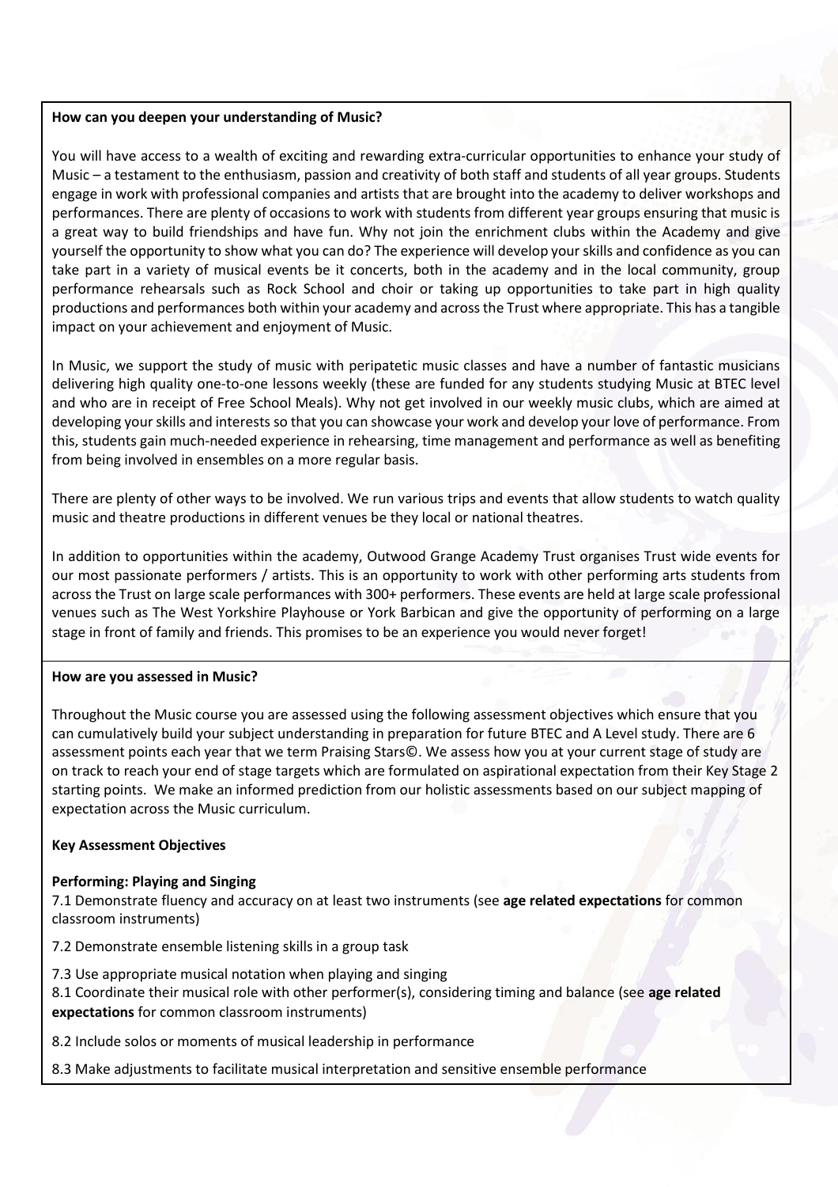**How can you deepen your understanding of Music?**

You will have access to a wealth of exciting and rewarding extra-curricular opportunities to enhance your study of Music – a testament to the enthusiasm, passion and creativity of both staff and students of all year groups. Students engage in work with professional companies and artists that are brought into the academy to deliver workshops and performances. There are plenty of occasions to work with students from different year groups ensuring that music is a great way to build friendships and have fun. Why not join the enrichment clubs within the Academy and give yourself the opportunity to show what you can do? The experience will develop your skills and confidence as you can take part in a variety of musical events be it concerts, both in the academy and in the local community, group performance rehearsals such as Rock School and choir or taking up opportunities to take part in high quality productions and performances both within your academy and across the Trust where appropriate. This has a tangible impact on your achievement and enjoyment of Music.

In Music, we support the study of music with peripatetic music classes and have a number of fantastic musicians delivering high quality one-to-one lessons weekly (these are funded for any students studying Music at BTEC level and who are in receipt of Free School Meals). Why not get involved in our weekly music clubs, which are aimed at developing your skills and interests so that you can showcase your work and develop your love of performance. From this, students gain much-needed experience in rehearsing, time management and performance as well as benefiting from being involved in ensembles on a more regular basis.

There are plenty of other ways to be involved. We run various trips and events that allow students to watch quality music and theatre productions in different venues be they local or national theatres.

In addition to opportunities within the academy, Outwood Grange Academy Trust organises Trust wide events for our most passionate performers / artists. This is an opportunity to work with other performing arts students from across the Trust on large scale performances with 300+ performers. These events are held at large scale professional venues such as The West Yorkshire Playhouse or York Barbican and give the opportunity of performing on a large stage in front of family and friends. This promises to be an experience you would never forget!

**How are you assessed in Music?**

Throughout the Music course you are assessed using the following assessment objectives which ensure that you can cumulatively build your subject understanding in preparation for future BTEC and A Level study. There are 6 assessment points each year that we term Praising Stars©. We assess how you at your current stage of study are on track to reach your end of stage targets which are formulated on aspirational expectation from their Key Stage 2 starting points. We make an informed prediction from our holistic assessments based on our subject mapping of expectation across the Music curriculum.

**Key Assessment Objectives**

**Performing: Playing and Singing**

7.1 Demonstrate fluency and accuracy on at least two instruments (see **age related expectations** for common classroom instruments)

7.2 Demonstrate ensemble listening skills in a group task

7.3 Use appropriate musical notation when playing and singing

8.1 Coordinate their musical role with other performer(s), considering timing and balance (see **age related expectations** for common classroom instruments)

8.2 Include solos or moments of musical leadership in performance

8.3 Make adjustments to facilitate musical interpretation and sensitive ensemble performance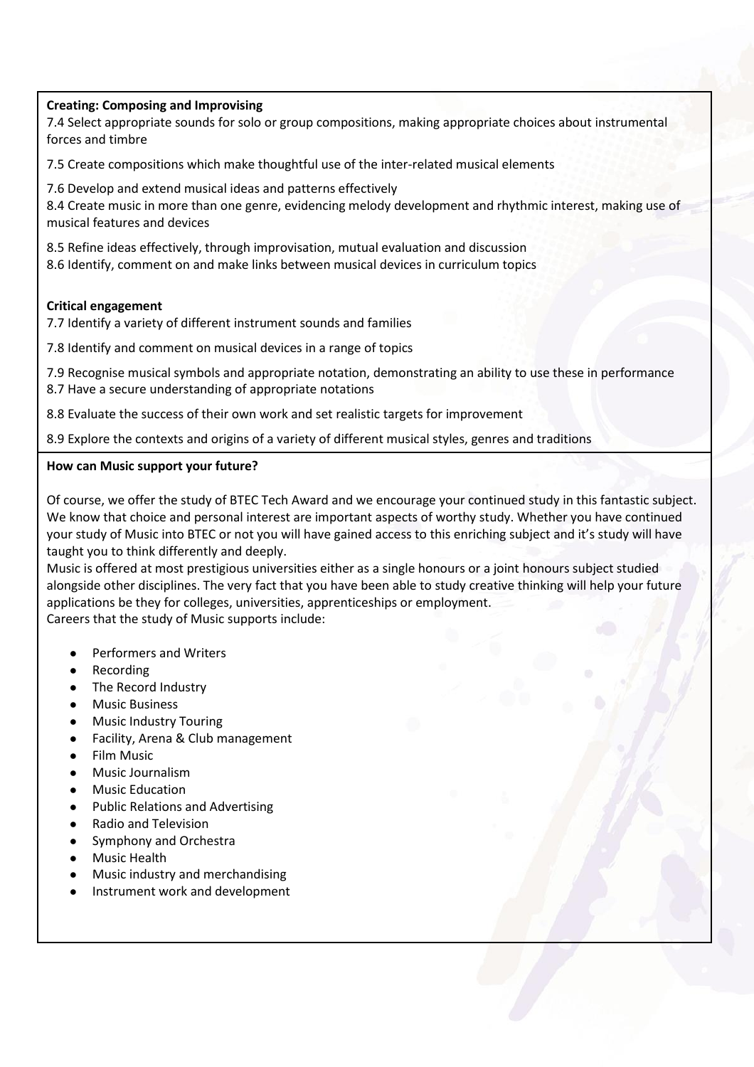**Creating: Composing and Improvising**

7.4 Select appropriate sounds for solo or group compositions, making appropriate choices about instrumental forces and timbre

7.5 Create compositions which make thoughtful use of the inter-related musical elements

7.6 Develop and extend musical ideas and patterns effectively

8.4 Create music in more than one genre, evidencing melody development and rhythmic interest, making use of musical features and devices

8.5 Refine ideas effectively, through improvisation, mutual evaluation and discussion

8.6 Identify, comment on and make links between musical devices in curriculum topics

**Critical engagement**

7.7 Identify a variety of different instrument sounds and families

7.8 Identify and comment on musical devices in a range of topics

7.9 Recognise musical symbols and appropriate notation, demonstrating an ability to use these in performance

8.7 Have a secure understanding of appropriate notations

8.8 Evaluate the success of their own work and set realistic targets for improvement

8.9 Explore the contexts and origins of a variety of different musical styles, genres and traditions

**How can Music support your future?**

Of course, we offer the study of BTEC Tech Award and we encourage your continued study in this fantastic subject. We know that choice and personal interest are important aspects of worthy study. Whether you have continued your study of Music into BTEC or not you will have gained access to this enriching subject and it's study will have taught you to think differently and deeply.

Music is offered at most prestigious universities either as a single honours or a joint honours subject studied alongside other disciplines. The very fact that you have been able to study creative thinking will help your future applications be they for colleges, universities, apprenticeships or employment.

Careers that the study of Music supports include:

- Performers and Writers
- Recording
- The Record Industry
- Music Business
- Music Industry Touring
- Facility, Arena & Club management
- Film Music
- Music Journalism
- Music Education
- Public Relations and Advertising
- Radio and Television
- Symphony and Orchestra
- Music Health
- Music industry and merchandising
- Instrument work and development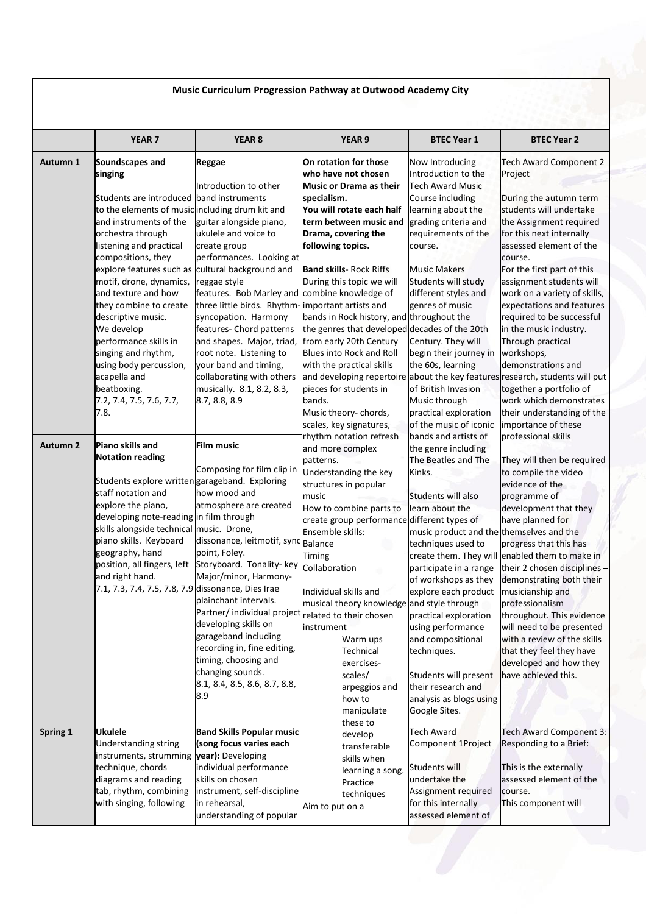**Music Curriculum Progression Pathway at Outwood Academy City**

| | YEAR 7 | YEAR 8 | YEAR 9 | BTEC Year 1 | BTEC Year 2 |
|---|---|---|---|---|---|
| Autumn 1 | **Soundscapes and singing**<br><br>Students are introduced to the elements of music and instruments of the orchestra through listening and practical compositions, they explore features such as motif, drone, dynamics, and texture and how they combine to create descriptive music.<br>We develop performance skills in singing and rhythm, using body percussion, acapella and beatboxing.<br>7.2, 7.4, 7.5, 7.6, 7.7, 7.8. | **Reggae**<br><br>Introduction to other band instruments including drum kit and guitar alongside piano, ukulele and voice to create group performances. Looking at cultural background and reggae style features. Bob Marley and three little birds. Rhythm-syncopation. Harmony features- Chord patterns and shapes. Major, triad, root note. Listening to your band and timing, collaborating with others musically. 8.1, 8.2, 8.3, 8.7, 8.8, 8.9 | **On rotation for those who have not chosen Music or Drama as their specialism.**<br>**You will rotate each half term between music and Drama, covering the following topics.**<br><br>**Band skills**- Rock Riffs<br>During this topic we will combine knowledge of important artists and bands in Rock history, and the genres that developed from early 20th Century Blues into Rock and Roll with the practical skills and developing repertoire pieces for students in bands.<br>Music theory- chords, scales, key signatures, rhythm notation refresh and more complex patterns.<br>Understanding the key structures in popular music<br>How to combine parts to create group performance<br>Ensemble skills:<br>Balance<br>Timing<br>Collaboration<br><br>Individual skills and musical theory knowledge related to their chosen instrument<br>Warm ups<br>Technical exercises- scales/ arpeggios and how to manipulate these to develop transferable skills when learning a song.<br>Practice techniques<br>Aim to put on a | Now Introducing Introduction to the Tech Award Music Course including learning about the grading criteria and requirements of the course.<br><br>Music Makers<br>Students will study different styles and genres of music throughout the decades of the 20th Century. They will begin their journey in the 60s, learning about the key features of British Invasion Music through practical exploration of the music of iconic bands and artists of the genre including The Beatles and The Kinks.<br><br>Students will also learn about the different types of music product and the techniques used to create them. They will participate in a range of workshops as they explore each product and style through practical exploration using performance and compositional techniques.<br><br>Students will present their research and analysis as blogs using Google Sites. | Tech Award Component 2 Project<br><br>During the autumn term students will undertake the Assignment required for this next internally assessed element of the course.<br>For the first part of this assignment students will work on a variety of skills, expectations and features required to be successful in the music industry. Through practical workshops, demonstrations and research, students will put together a portfolio of work which demonstrates their understanding of the importance of these professional skills<br><br>They will then be required to compile the video evidence of the programme of development that they have planned for themselves and the progress that this has enabled them to make in their 2 chosen disciplines – demonstrating both their musicianship and professionalism throughout. This evidence will need to be presented with a review of the skills that they feel they have developed and how they have achieved this. |
| Autumn 2 | **Piano skills and Notation reading**<br><br>Students explore written staff notation and explore the piano, developing note-reading skills alongside technical piano skills. Keyboard geography, hand position, all fingers, left and right hand.<br>7.1, 7.3, 7.4, 7.5, 7.8, 7.9 | **Film music**<br><br>Composing for film clip in garageband. Exploring how mood and atmosphere are created in film through music. Drone, dissonance, leitmotif, sync point, Foley. Storyboard. Tonality- key Major/minor, Harmony- dissonance, Dies Irae plainchant intervals.<br>Partner/ individual project developing skills on garageband including recording in, fine editing, timing, choosing and changing sounds.<br>8.1, 8.4, 8.5, 8.6, 8.7, 8.8, 8.9 | | | |
| Spring 1 | **Ukulele**<br>Understanding string instruments, strumming technique, chords diagrams and reading tab, rhythm, combining with singing, following | **Band Skills Popular music (song focus varies each year):** Developing individual performance skills on chosen instrument, self-discipline in rehearsal, understanding of popular | | Tech Award Component 1Project<br><br>Students will undertake the Assignment required for this internally assessed element of | Tech Award Component 3: Responding to a Brief:<br><br>This is the externally assessed element of the course.<br>This component will |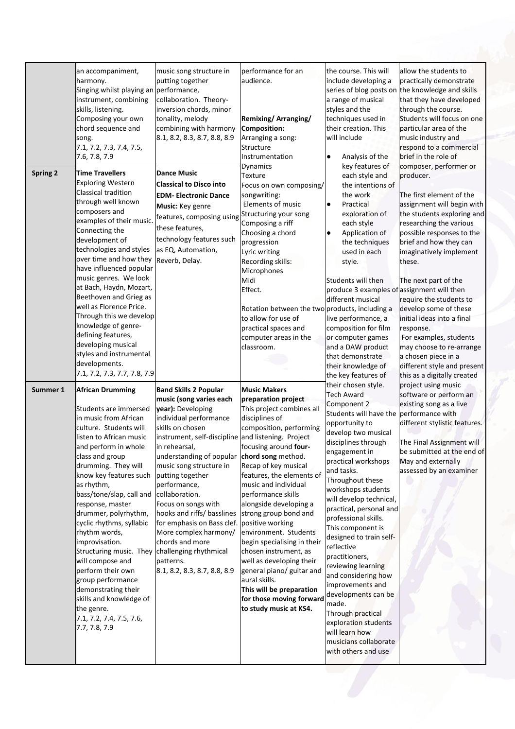| | | | | | |
|---|---|---|---|---|---|
| | an accompaniment, harmony. Singing whilst playing an instrument, combining skills, listening. Composing your own chord sequence and song. 7.1, 7.2, 7.3, 7.4, 7.5, 7.6, 7.8, 7.9 | music song structure in putting together performance, collaboration. Theory- inversion chords, minor tonality, melody combining with harmony 8.1, 8.2, 8.3, 8.7, 8.8, 8.9 | performance for an audience.<br><br>**Remixing/ Arranging/ Composition:**<br>Arranging a song:<br>Structure<br>Instrumentation<br>Dynamics<br>Texture<br>Focus on own composing/ songwriting:<br>Elements of music<br>Structuring your song<br>Composing a riff<br>Choosing a chord progression<br>Lyric writing<br>Recording skills:<br>Microphones<br>Midi<br>Effect.<br><br>Rotation between the two to allow for use of practical spaces and computer areas in the classroom. | the course. This will include developing a series of blog posts on a range of musical styles and the techniques used in their creation. This will include<br>• Analysis of the key features of each style and the intentions of the work<br>• Practical exploration of each style<br>• Application of the techniques used in each style.<br><br>Students will then produce 3 examples of different musical products, including a live performance, a composition for film or computer games and a DAW product that demonstrate their knowledge of the key features of their chosen style.<br>Tech Award Component 2<br>Students will have the opportunity to develop two musical disciplines through engagement in practical workshops and tasks.<br>Throughout these workshops students will develop technical, practical, personal and professional skills.<br>This component is designed to train self-reflective practitioners, reviewing learning and considering how improvements and developments can be made.<br>Through practical exploration students will learn how musicians collaborate with others and use | allow the students to practically demonstrate the knowledge and skills that they have developed through the course. Students will focus on one particular area of the music industry and respond to a commercial brief in the role of composer, performer or producer.<br><br>The first element of the assignment will begin with the students exploring and researching the various possible responses to the brief and how they can imaginatively implement these.<br><br>The next part of the assignment will then require the students to develop some of these initial ideas into a final response.<br>For examples, students may choose to re-arrange a chosen piece in a different style and present this as a digitally created project using music software or perform an existing song as a live performance with different stylistic features.<br><br>The Final Assignment will be submitted at the end of May and externally assessed by an examiner |
| **Spring 2** | **Time Travellers**<br>Exploring Western Classical tradition through well known composers and examples of their music. Connecting the development of technologies and styles over time and how they have influenced popular music genres. We look at Bach, Haydn, Mozart, Beethoven and Grieg as well as Florence Price. Through this we develop knowledge of genre-defining features, developing musical styles and instrumental developments.<br>7.1, 7.2, 7.3, 7.7, 7.8, 7.9 | **Dance Music**<br>**Classical to Disco into EDM- Electronic Dance Music:** Key genre features, composing using these features, technology features such as EQ, Automation, Reverb, Delay. | | | |
| **Summer 1** | **African Drumming**<br><br>Students are immersed in music from African culture. Students will listen to African music and perform in whole class and group drumming. They will know key features such as rhythm, bass/tone/slap, call and response, master drummer, polyrhythm, cyclic rhythms, syllabic rhythm words, improvisation. Structuring music. They will compose and perform their own group performance demonstrating their skills and knowledge of the genre.<br>7.1, 7.2, 7.4, 7.5, 7.6, 7.7, 7.8, 7.9 | **Band Skills 2 Popular music (song varies each year):** Developing individual performance skills on chosen instrument, self-discipline in rehearsal, understanding of popular music song structure in putting together performance, collaboration. Focus on songs with hooks and riffs/ basslines for emphasis on Bass clef. More complex harmony/ chords and more challenging rhythmical patterns.<br>8.1, 8.2, 8.3, 8.7, 8.8, 8.9 | **Music Makers preparation project**<br>This project combines all disciplines of composition, performing and listening. Project focusing around **four-chord song** method. Recap of key musical features, the elements of music and individual performance skills alongside developing a strong group bond and positive working environment. Students begin specialising in their chosen instrument, as well as developing their general piano/ guitar and aural skills.<br>**This will be preparation for those moving forward to study music at KS4.** | | |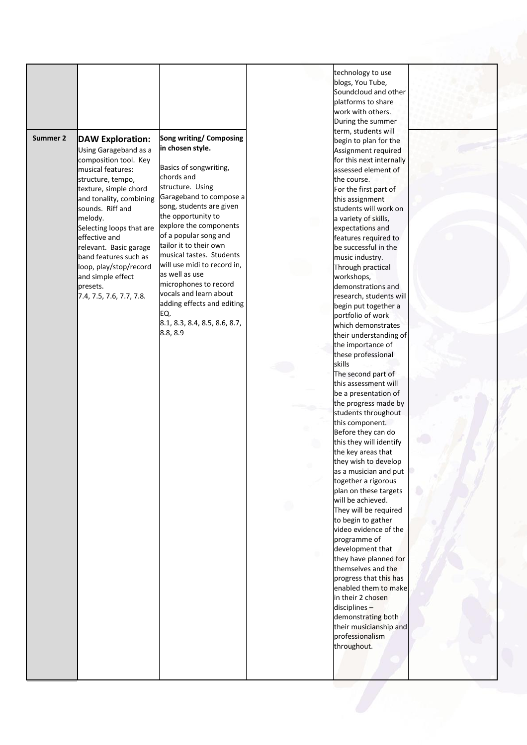| | | | | | |
|---|---|---|---|---|---|
| | | | | technology to use blogs, You Tube, Soundcloud and other platforms to share work with others. During the summer term, students will begin to plan for the Assignment required for this next internally assessed element of the course. For the first part of this assignment students will work on a variety of skills, expectations and features required to be successful in the music industry. Through practical workshops, demonstrations and research, students will begin put together a portfolio of work which demonstrates their understanding of the importance of these professional skills The second part of this assessment will be a presentation of the progress made by students throughout this component. Before they can do this they will identify the key areas that they wish to develop as a musician and put together a rigorous plan on these targets will be achieved. They will be required to begin to gather video evidence of the programme of development that they have planned for themselves and the progress that this has enabled them to make in their 2 chosen disciplines – demonstrating both their musicianship and professionalism throughout. | |
| **Summer 2** | **DAW Exploration:** Using Garageband as a composition tool. Key musical features: structure, tempo, texture, simple chord and tonality, combining sounds. Riff and melody. Selecting loops that are effective and relevant. Basic garage band features such as loop, play/stop/record and simple effect presets. 7.4, 7.5, 7.6, 7.7, 7.8. | **Song writing/ Composing in chosen style.** Basics of songwriting, chords and structure. Using Garageband to compose a song, students are given the opportunity to explore the components of a popular song and tailor it to their own musical tastes. Students will use midi to record in, as well as use microphones to record vocals and learn about adding effects and editing EQ. 8.1, 8.3, 8.4, 8.5, 8.6, 8.7, 8.8, 8.9 | | | |